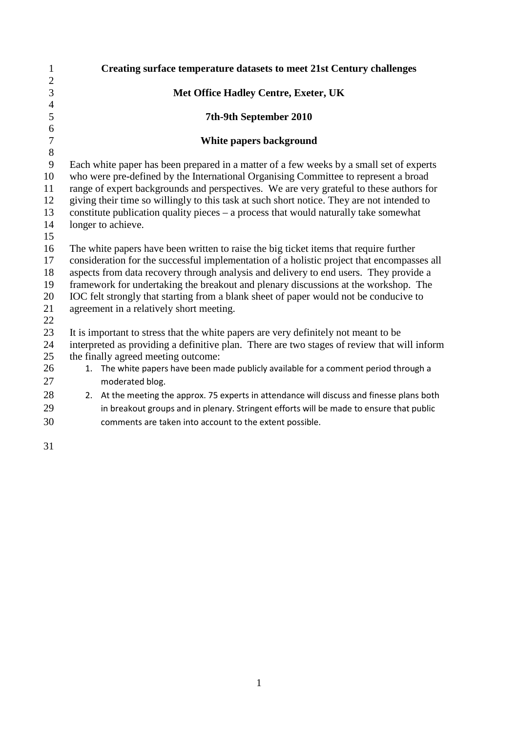# Creating surface temperature datasets to meet 21st Century challenges

**Met Office Hadley Centre, Exeter, UK**

**7th-9th September 2010**

## White papers background

Each white paper has been prepared in a matter of a few weeks by a small set of experts who were pre-defined by the International Organising Committee to represent a broad range of expert backgrounds and perspectives. We are very grateful to these authors for giving their time so willingly to this task at such short notice. They are not intended to constitute publication quality pieces – a process that would naturally take somewhat longer to achieve.

The white papers have been written to raise the big ticket items that require further consideration for the successful implementation of a holistic project that encompasses all aspects from data recovery through analysis and delivery to end users. They provide a framework for undertaking the breakout and plenary discussions at the workshop. The IOC felt strongly that starting from a blank sheet of paper would not be conducive to agreement in a relatively short meeting.

It is important to stress that the white papers are very definitely not meant to be interpreted as providing a definitive plan. There are two stages of review that will inform the finally agreed meeting outcome:

1. The white papers have been made publicly available for a comment period through a moderated blog.
2. At the meeting the approx. 75 experts in attendance will discuss and finesse plans both in breakout groups and in plenary. Stringent efforts will be made to ensure that public comments are taken into account to the extent possible.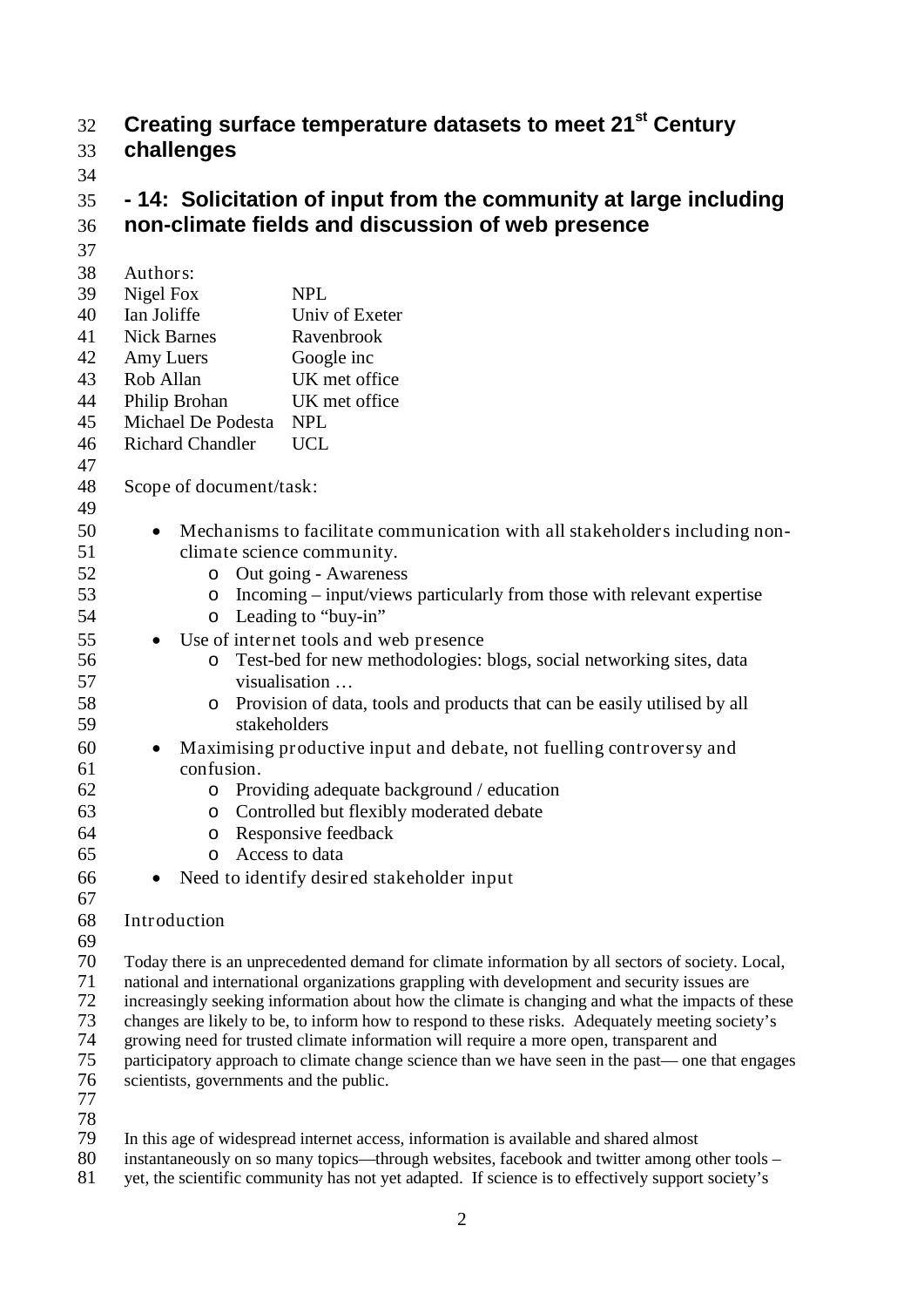# Creating surface temperature datasets to meet 21st Century challenges

## - 14: Solicitation of input from the community at large including non-climate fields and discussion of web presence

Authors:

| | |
|---|---|
| Nigel Fox | NPL |
| Ian Joliffe | Univ of Exeter |
| Nick Barnes | Ravenbrook |
| Amy Luers | Google inc |
| Rob Allan | UK met office |
| Philip Brohan | UK met office |
| Michael De Podesta | NPL |
| Richard Chandler | UCL |

Scope of document/task:

- Mechanisms to facilitate communication with all stakeholders including non-climate science community.
  - Out going - Awareness
  - Incoming – input/views particularly from those with relevant expertise
  - Leading to "buy-in"
- Use of internet tools and web presence
  - Test-bed for new methodologies: blogs, social networking sites, data visualisation …
  - Provision of data, tools and products that can be easily utilised by all stakeholders
- Maximising productive input and debate, not fuelling controversy and confusion.
  - Providing adequate background / education
  - Controlled but flexibly moderated debate
  - Responsive feedback
  - Access to data
- Need to identify desired stakeholder input

Introduction

Today there is an unprecedented demand for climate information by all sectors of society. Local, national and international organizations grappling with development and security issues are increasingly seeking information about how the climate is changing and what the impacts of these changes are likely to be, to inform how to respond to these risks. Adequately meeting society's growing need for trusted climate information will require a more open, transparent and participatory approach to climate change science than we have seen in the past— one that engages scientists, governments and the public.

In this age of widespread internet access, information is available and shared almost instantaneously on so many topics—through websites, facebook and twitter among other tools – yet, the scientific community has not yet adapted. If science is to effectively support society's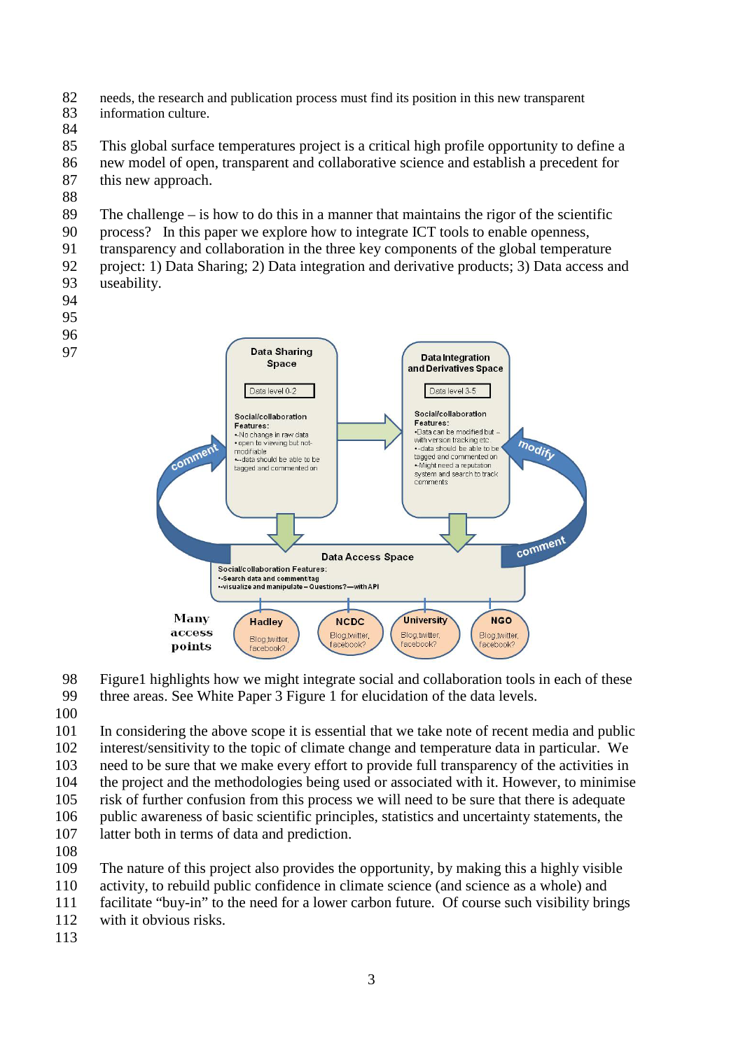needs, the research and publication process must find its position in this new transparent information culture.

This global surface temperatures project is a critical high profile opportunity to define a new model of open, transparent and collaborative science and establish a precedent for this new approach.

The challenge – is how to do this in a manner that maintains the rigor of the scientific process? In this paper we explore how to integrate ICT tools to enable openness, transparency and collaboration in the three key components of the global temperature project: 1) Data Sharing; 2) Data integration and derivative products; 3) Data access and useability.

Figure1 highlights how we might integrate social and collaboration tools in each of these three areas. See White Paper 3 Figure 1 for elucidation of the data levels.

In considering the above scope it is essential that we take note of recent media and public interest/sensitivity to the topic of climate change and temperature data in particular. We need to be sure that we make every effort to provide full transparency of the activities in the project and the methodologies being used or associated with it. However, to minimise risk of further confusion from this process we will need to be sure that there is adequate public awareness of basic scientific principles, statistics and uncertainty statements, the latter both in terms of data and prediction.

The nature of this project also provides the opportunity, by making this a highly visible activity, to rebuild public confidence in climate science (and science as a whole) and facilitate "buy-in" to the need for a lower carbon future. Of course such visibility brings with it obvious risks.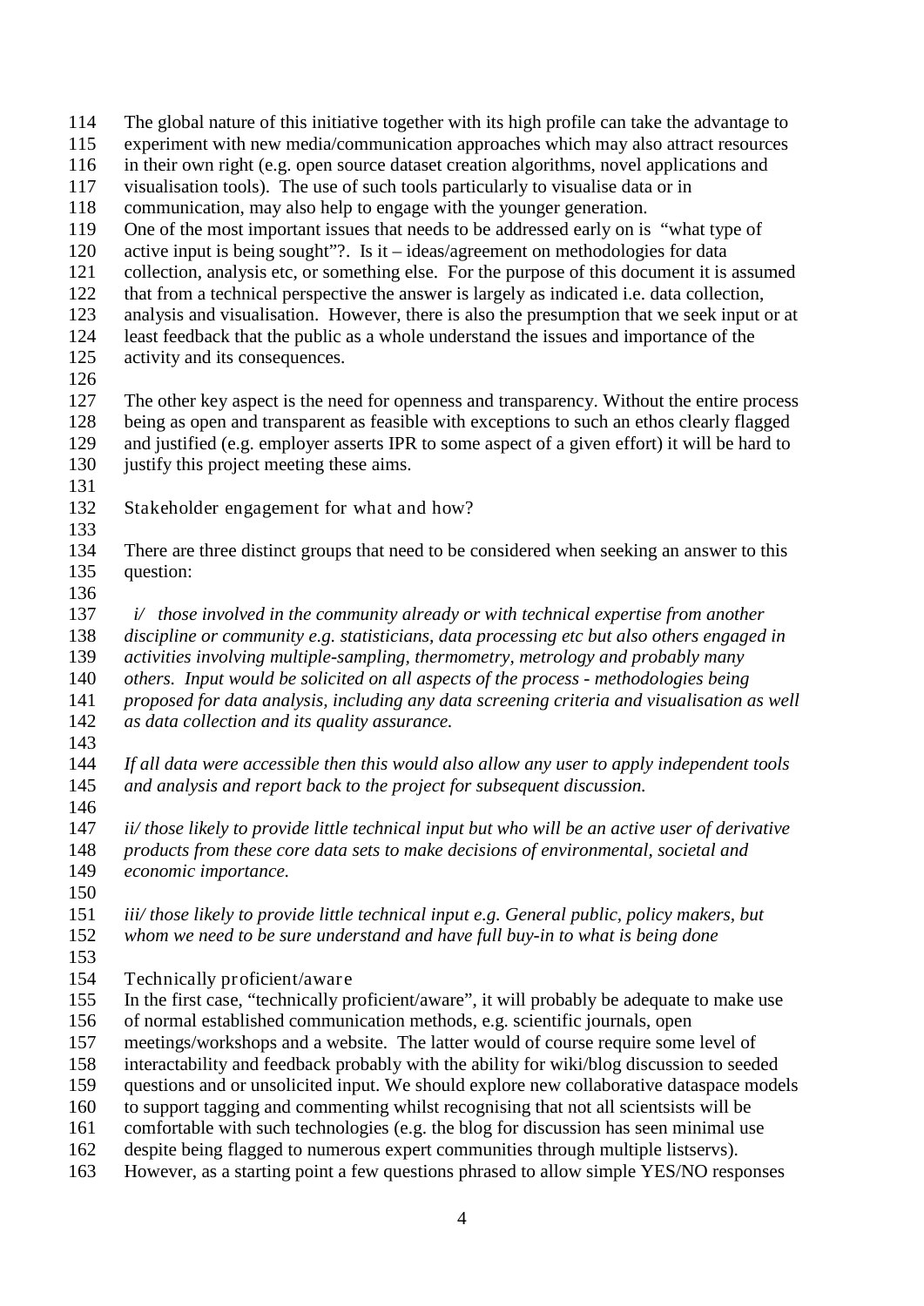The global nature of this initiative together with its high profile can take the advantage to experiment with new media/communication approaches which may also attract resources in their own right (e.g. open source dataset creation algorithms, novel applications and visualisation tools). The use of such tools particularly to visualise data or in communication, may also help to engage with the younger generation.
One of the most important issues that needs to be addressed early on is "what type of active input is being sought"?. Is it – ideas/agreement on methodologies for data collection, analysis etc, or something else. For the purpose of this document it is assumed that from a technical perspective the answer is largely as indicated i.e. data collection, analysis and visualisation. However, there is also the presumption that we seek input or at least feedback that the public as a whole understand the issues and importance of the activity and its consequences.

The other key aspect is the need for openness and transparency. Without the entire process being as open and transparent as feasible with exceptions to such an ethos clearly flagged and justified (e.g. employer asserts IPR to some aspect of a given effort) it will be hard to justify this project meeting these aims.

## Stakeholder engagement for what and how?

There are three distinct groups that need to be considered when seeking an answer to this question:

*i/ those involved in the community already or with technical expertise from another discipline or community e.g. statisticians, data processing etc but also others engaged in activities involving multiple-sampling, thermometry, metrology and probably many others. Input would be solicited on all aspects of the process - methodologies being proposed for data analysis, including any data screening criteria and visualisation as well as data collection and its quality assurance.*

*If all data were accessible then this would also allow any user to apply independent tools and analysis and report back to the project for subsequent discussion.*

*ii/ those likely to provide little technical input but who will be an active user of derivative products from these core data sets to make decisions of environmental, societal and economic importance.*

*iii/ those likely to provide little technical input e.g. General public, policy makers, but whom we need to be sure understand and have full buy-in to what is being done*

### Technically proficient/aware

In the first case, "technically proficient/aware", it will probably be adequate to make use of normal established communication methods, e.g. scientific journals, open meetings/workshops and a website. The latter would of course require some level of interactability and feedback probably with the ability for wiki/blog discussion to seeded questions and or unsolicited input. We should explore new collaborative dataspace models to support tagging and commenting whilst recognising that not all scientsists will be comfortable with such technologies (e.g. the blog for discussion has seen minimal use despite being flagged to numerous expert communities through multiple listservs). However, as a starting point a few questions phrased to allow simple YES/NO responses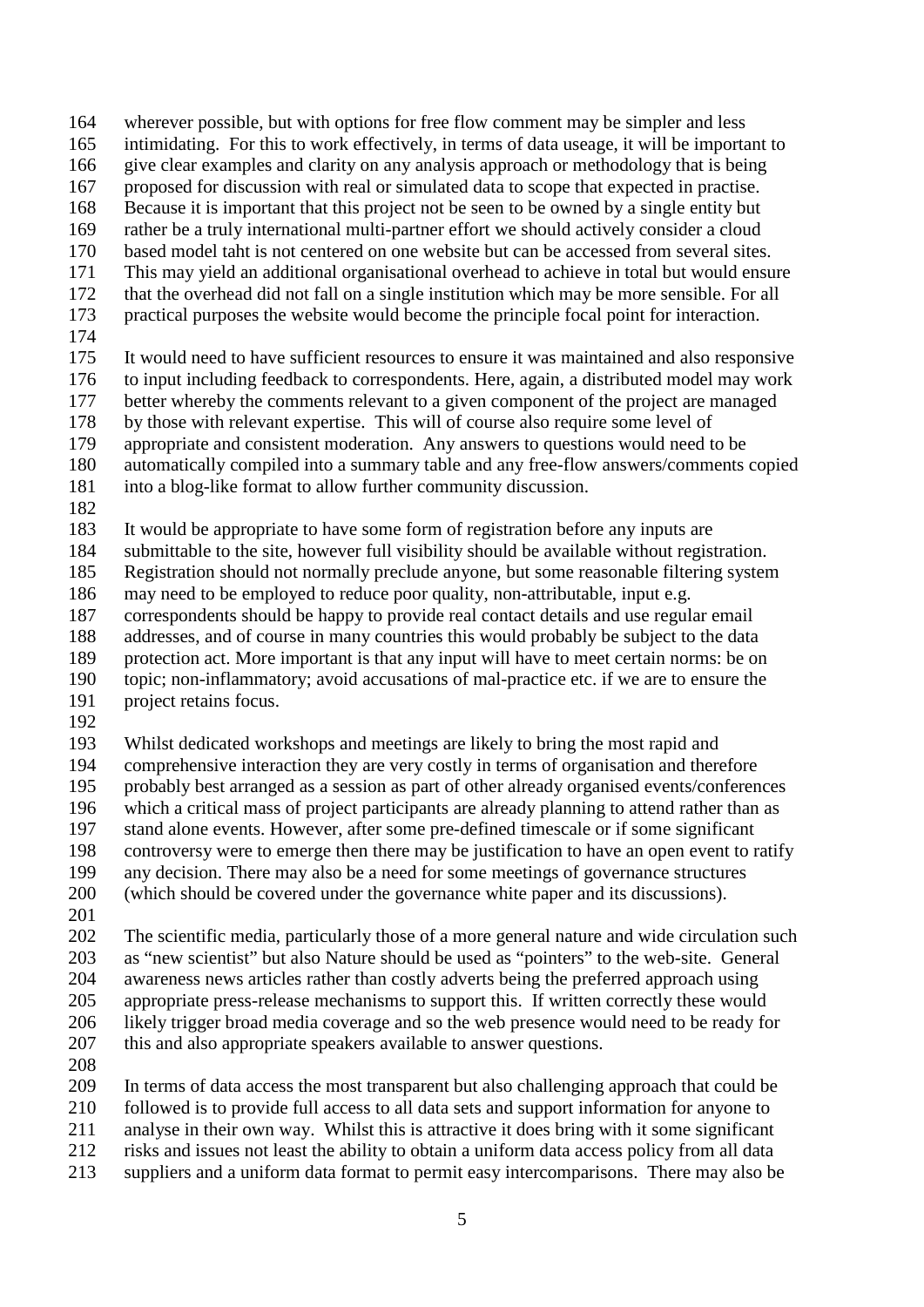wherever possible, but with options for free flow comment may be simpler and less intimidating. For this to work effectively, in terms of data useage, it will be important to give clear examples and clarity on any analysis approach or methodology that is being proposed for discussion with real or simulated data to scope that expected in practise. Because it is important that this project not be seen to be owned by a single entity but rather be a truly international multi-partner effort we should actively consider a cloud based model taht is not centered on one website but can be accessed from several sites. This may yield an additional organisational overhead to achieve in total but would ensure that the overhead did not fall on a single institution which may be more sensible. For all practical purposes the website would become the principle focal point for interaction.

It would need to have sufficient resources to ensure it was maintained and also responsive to input including feedback to correspondents. Here, again, a distributed model may work better whereby the comments relevant to a given component of the project are managed by those with relevant expertise. This will of course also require some level of appropriate and consistent moderation. Any answers to questions would need to be automatically compiled into a summary table and any free-flow answers/comments copied into a blog-like format to allow further community discussion.

It would be appropriate to have some form of registration before any inputs are submittable to the site, however full visibility should be available without registration. Registration should not normally preclude anyone, but some reasonable filtering system may need to be employed to reduce poor quality, non-attributable, input e.g. correspondents should be happy to provide real contact details and use regular email addresses, and of course in many countries this would probably be subject to the data protection act. More important is that any input will have to meet certain norms: be on topic; non-inflammatory; avoid accusations of mal-practice etc. if we are to ensure the project retains focus.

Whilst dedicated workshops and meetings are likely to bring the most rapid and comprehensive interaction they are very costly in terms of organisation and therefore probably best arranged as a session as part of other already organised events/conferences which a critical mass of project participants are already planning to attend rather than as stand alone events. However, after some pre-defined timescale or if some significant controversy were to emerge then there may be justification to have an open event to ratify any decision. There may also be a need for some meetings of governance structures (which should be covered under the governance white paper and its discussions).

The scientific media, particularly those of a more general nature and wide circulation such as "new scientist" but also Nature should be used as "pointers" to the web-site. General awareness news articles rather than costly adverts being the preferred approach using appropriate press-release mechanisms to support this. If written correctly these would likely trigger broad media coverage and so the web presence would need to be ready for this and also appropriate speakers available to answer questions.

In terms of data access the most transparent but also challenging approach that could be followed is to provide full access to all data sets and support information for anyone to analyse in their own way. Whilst this is attractive it does bring with it some significant risks and issues not least the ability to obtain a uniform data access policy from all data suppliers and a uniform data format to permit easy intercomparisons. There may also be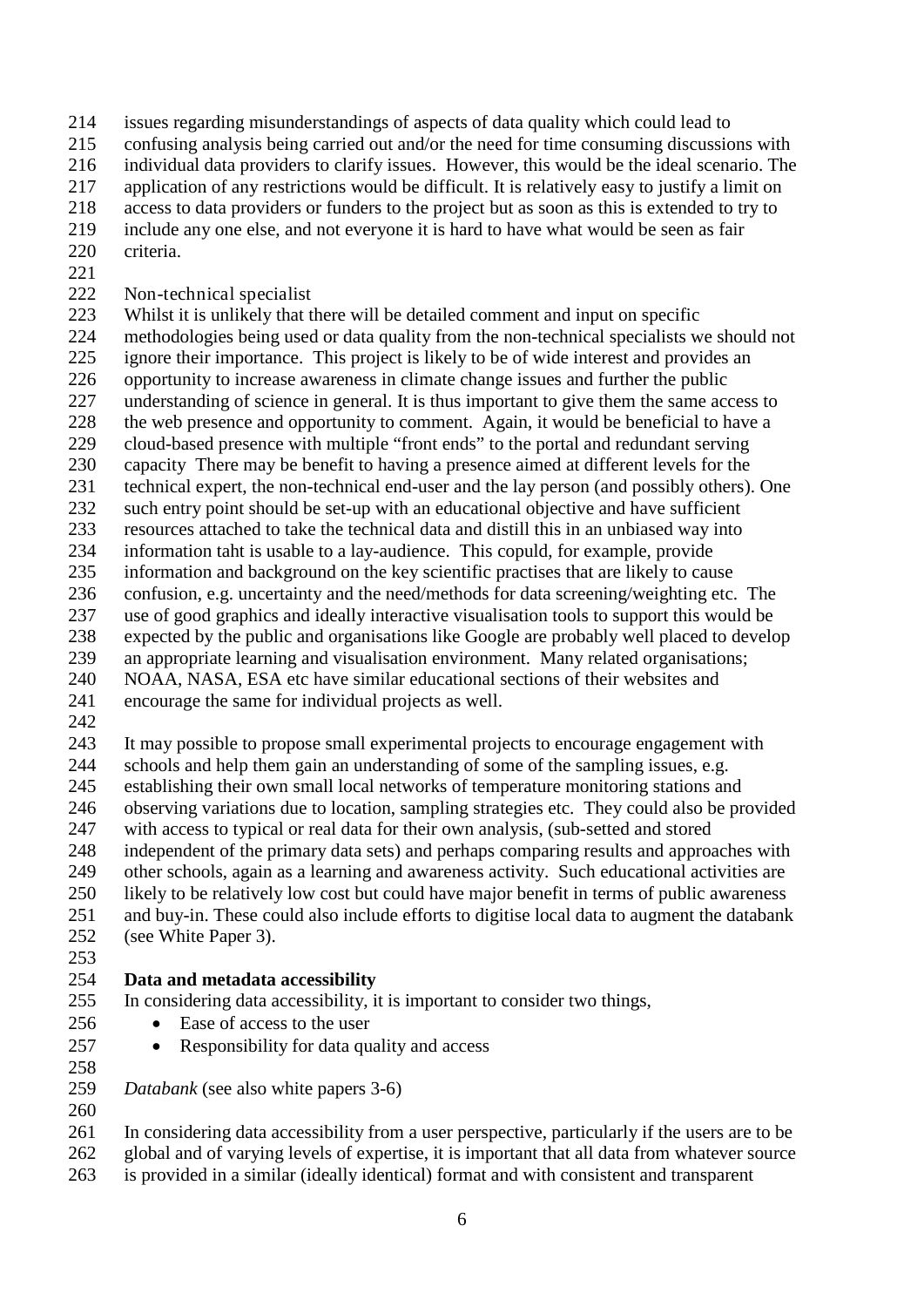issues regarding misunderstandings of aspects of data quality which could lead to confusing analysis being carried out and/or the need for time consuming discussions with individual data providers to clarify issues. However, this would be the ideal scenario. The application of any restrictions would be difficult. It is relatively easy to justify a limit on access to data providers or funders to the project but as soon as this is extended to try to include any one else, and not everyone it is hard to have what would be seen as fair criteria.

Non-technical specialist

Whilst it is unlikely that there will be detailed comment and input on specific methodologies being used or data quality from the non-technical specialists we should not ignore their importance. This project is likely to be of wide interest and provides an opportunity to increase awareness in climate change issues and further the public understanding of science in general. It is thus important to give them the same access to the web presence and opportunity to comment. Again, it would be beneficial to have a cloud-based presence with multiple "front ends" to the portal and redundant serving capacity There may be benefit to having a presence aimed at different levels for the technical expert, the non-technical end-user and the lay person (and possibly others). One such entry point should be set-up with an educational objective and have sufficient resources attached to take the technical data and distill this in an unbiased way into information taht is usable to a lay-audience. This copuld, for example, provide information and background on the key scientific practises that are likely to cause confusion, e.g. uncertainty and the need/methods for data screening/weighting etc. The use of good graphics and ideally interactive visualisation tools to support this would be expected by the public and organisations like Google are probably well placed to develop an appropriate learning and visualisation environment. Many related organisations; NOAA, NASA, ESA etc have similar educational sections of their websites and encourage the same for individual projects as well.

It may possible to propose small experimental projects to encourage engagement with schools and help them gain an understanding of some of the sampling issues, e.g. establishing their own small local networks of temperature monitoring stations and observing variations due to location, sampling strategies etc. They could also be provided with access to typical or real data for their own analysis, (sub-setted and stored independent of the primary data sets) and perhaps comparing results and approaches with other schools, again as a learning and awareness activity. Such educational activities are likely to be relatively low cost but could have major benefit in terms of public awareness and buy-in. These could also include efforts to digitise local data to augment the databank (see White Paper 3).

**Data and metadata accessibility**

In considering data accessibility, it is important to consider two things,

- Ease of access to the user
- Responsibility for data quality and access

*Databank* (see also white papers 3-6)

In considering data accessibility from a user perspective, particularly if the users are to be global and of varying levels of expertise, it is important that all data from whatever source is provided in a similar (ideally identical) format and with consistent and transparent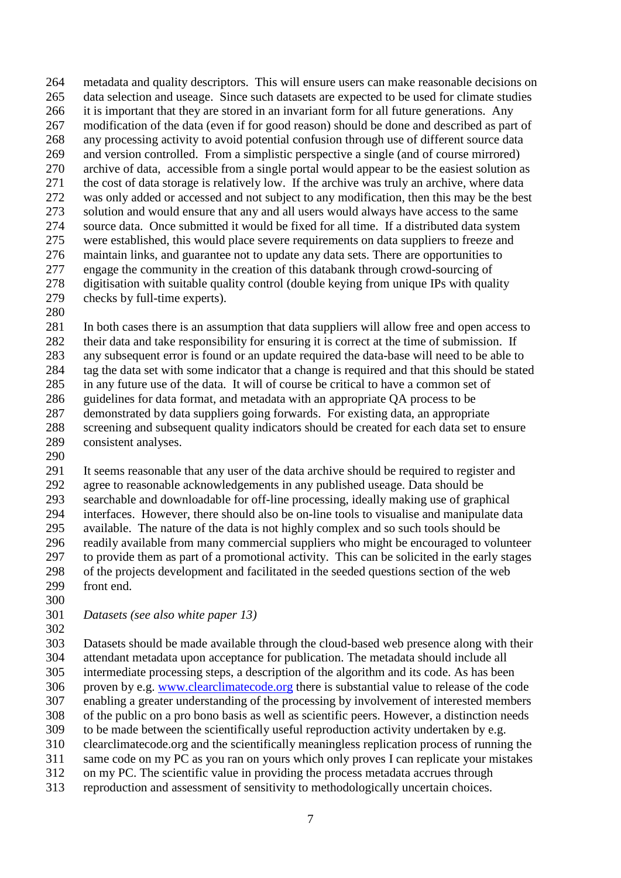metadata and quality descriptors. This will ensure users can make reasonable decisions on data selection and useage. Since such datasets are expected to be used for climate studies it is important that they are stored in an invariant form for all future generations. Any modification of the data (even if for good reason) should be done and described as part of any processing activity to avoid potential confusion through use of different source data and version controlled. From a simplistic perspective a single (and of course mirrored) archive of data, accessible from a single portal would appear to be the easiest solution as the cost of data storage is relatively low. If the archive was truly an archive, where data was only added or accessed and not subject to any modification, then this may be the best solution and would ensure that any and all users would always have access to the same source data. Once submitted it would be fixed for all time. If a distributed data system were established, this would place severe requirements on data suppliers to freeze and maintain links, and guarantee not to update any data sets. There are opportunities to engage the community in the creation of this databank through crowd-sourcing of digitisation with suitable quality control (double keying from unique IPs with quality checks by full-time experts).

In both cases there is an assumption that data suppliers will allow free and open access to their data and take responsibility for ensuring it is correct at the time of submission. If any subsequent error is found or an update required the data-base will need to be able to tag the data set with some indicator that a change is required and that this should be stated in any future use of the data. It will of course be critical to have a common set of guidelines for data format, and metadata with an appropriate QA process to be demonstrated by data suppliers going forwards. For existing data, an appropriate screening and subsequent quality indicators should be created for each data set to ensure consistent analyses.

It seems reasonable that any user of the data archive should be required to register and agree to reasonable acknowledgements in any published useage. Data should be searchable and downloadable for off-line processing, ideally making use of graphical interfaces. However, there should also be on-line tools to visualise and manipulate data available. The nature of the data is not highly complex and so such tools should be readily available from many commercial suppliers who might be encouraged to volunteer to provide them as part of a promotional activity. This can be solicited in the early stages of the projects development and facilitated in the seeded questions section of the web front end.

*Datasets (see also white paper 13)*

Datasets should be made available through the cloud-based web presence along with their attendant metadata upon acceptance for publication. The metadata should include all intermediate processing steps, a description of the algorithm and its code. As has been proven by e.g. www.clearclimatecode.org there is substantial value to release of the code enabling a greater understanding of the processing by involvement of interested members of the public on a pro bono basis as well as scientific peers. However, a distinction needs to be made between the scientifically useful reproduction activity undertaken by e.g. clearclimatecode.org and the scientifically meaningless replication process of running the same code on my PC as you ran on yours which only proves I can replicate your mistakes on my PC. The scientific value in providing the process metadata accrues through reproduction and assessment of sensitivity to methodologically uncertain choices.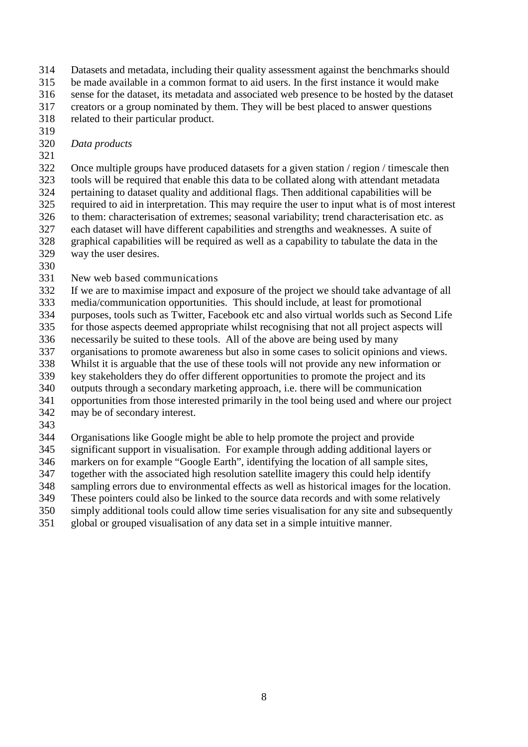Datasets and metadata, including their quality assessment against the benchmarks should be made available in a common format to aid users. In the first instance it would make sense for the dataset, its metadata and associated web presence to be hosted by the dataset creators or a group nominated by them. They will be best placed to answer questions related to their particular product.

*Data products*

Once multiple groups have produced datasets for a given station / region / timescale then tools will be required that enable this data to be collated along with attendant metadata pertaining to dataset quality and additional flags. Then additional capabilities will be required to aid in interpretation. This may require the user to input what is of most interest to them: characterisation of extremes; seasonal variability; trend characterisation etc. as each dataset will have different capabilities and strengths and weaknesses. A suite of graphical capabilities will be required as well as a capability to tabulate the data in the way the user desires.

New web based communications

If we are to maximise impact and exposure of the project we should take advantage of all media/communication opportunities. This should include, at least for promotional purposes, tools such as Twitter, Facebook etc and also virtual worlds such as Second Life for those aspects deemed appropriate whilst recognising that not all project aspects will necessarily be suited to these tools. All of the above are being used by many organisations to promote awareness but also in some cases to solicit opinions and views. Whilst it is arguable that the use of these tools will not provide any new information or key stakeholders they do offer different opportunities to promote the project and its outputs through a secondary marketing approach, i.e. there will be communication opportunities from those interested primarily in the tool being used and where our project may be of secondary interest.

Organisations like Google might be able to help promote the project and provide significant support in visualisation. For example through adding additional layers or markers on for example "Google Earth", identifying the location of all sample sites, together with the associated high resolution satellite imagery this could help identify sampling errors due to environmental effects as well as historical images for the location. These pointers could also be linked to the source data records and with some relatively simply additional tools could allow time series visualisation for any site and subsequently global or grouped visualisation of any data set in a simple intuitive manner.